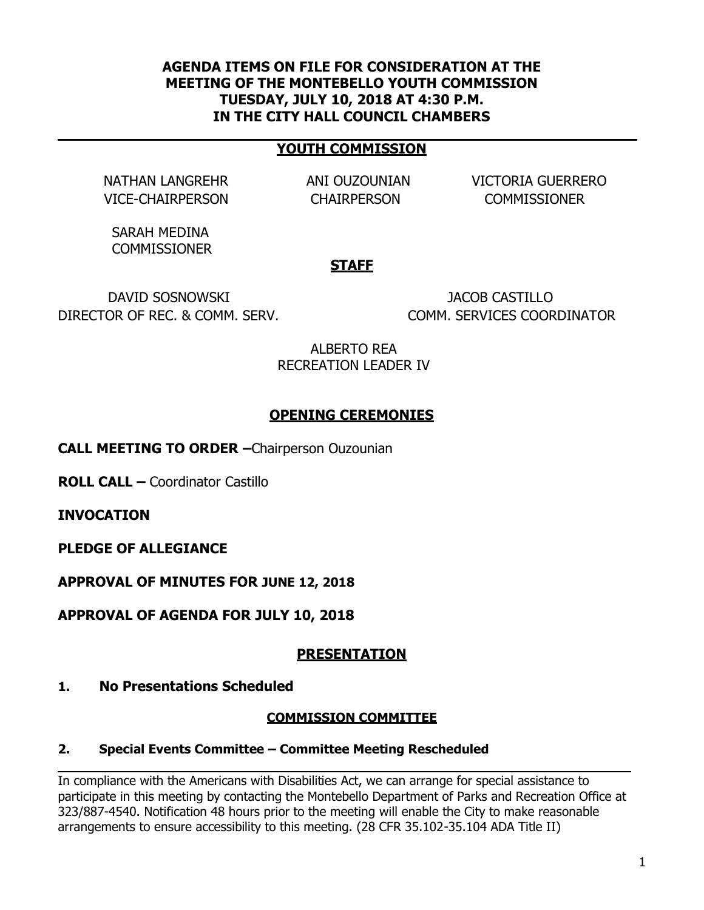**AGENDA ITEMS ON FILE FOR CONSIDERATION AT THE MEETING OF THE MONTEBELLO YOUTH COMMISSION TUESDAY, JULY 10, 2018 AT 4:30 P.M. IN THE CITY HALL COUNCIL CHAMBERS**

---

## YOUTH COMMISSION

NATHAN LANGREHR
VICE-CHAIRPERSON

ANI OUZOUNIAN
CHAIRPERSON

VICTORIA GUERRERO
COMMISSIONER

SARAH MEDINA
COMMISSIONER

## STAFF

DAVID SOSNOWSKI
DIRECTOR OF REC. & COMM. SERV.

JACOB CASTILLO
COMM. SERVICES COORDINATOR

ALBERTO REA
RECREATION LEADER IV

## OPENING CEREMONIES

**CALL MEETING TO ORDER –** Chairperson Ouzounian

**ROLL CALL –** Coordinator Castillo

**INVOCATION**

**PLEDGE OF ALLEGIANCE**

**APPROVAL OF MINUTES FOR JUNE 12, 2018**

**APPROVAL OF AGENDA FOR JULY 10, 2018**

## PRESENTATION

**1. No Presentations Scheduled**

### COMMISSION COMMITTEE

**2. Special Events Committee – Committee Meeting Rescheduled**

---

In compliance with the Americans with Disabilities Act, we can arrange for special assistance to participate in this meeting by contacting the Montebello Department of Parks and Recreation Office at 323/887-4540. Notification 48 hours prior to the meeting will enable the City to make reasonable arrangements to ensure accessibility to this meeting. (28 CFR 35.102-35.104 ADA Title II)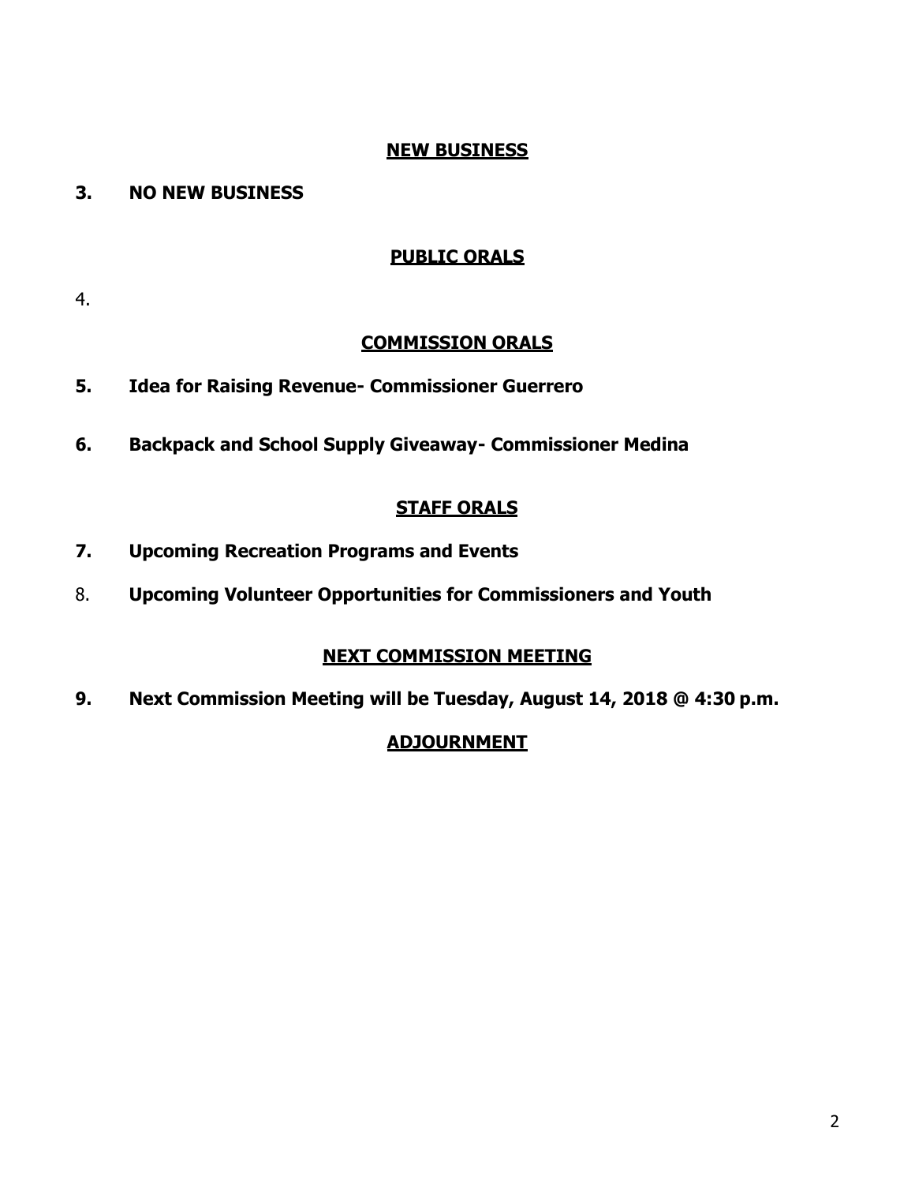## NEW BUSINESS

**3. NO NEW BUSINESS**

## PUBLIC ORALS

4.

## COMMISSION ORALS

**5. Idea for Raising Revenue- Commissioner Guerrero**

**6. Backpack and School Supply Giveaway- Commissioner Medina**

## STAFF ORALS

**7. Upcoming Recreation Programs and Events**

8. **Upcoming Volunteer Opportunities for Commissioners and Youth**

## NEXT COMMISSION MEETING

**9. Next Commission Meeting will be Tuesday, August 14, 2018 @ 4:30 p.m.**

## ADJOURNMENT